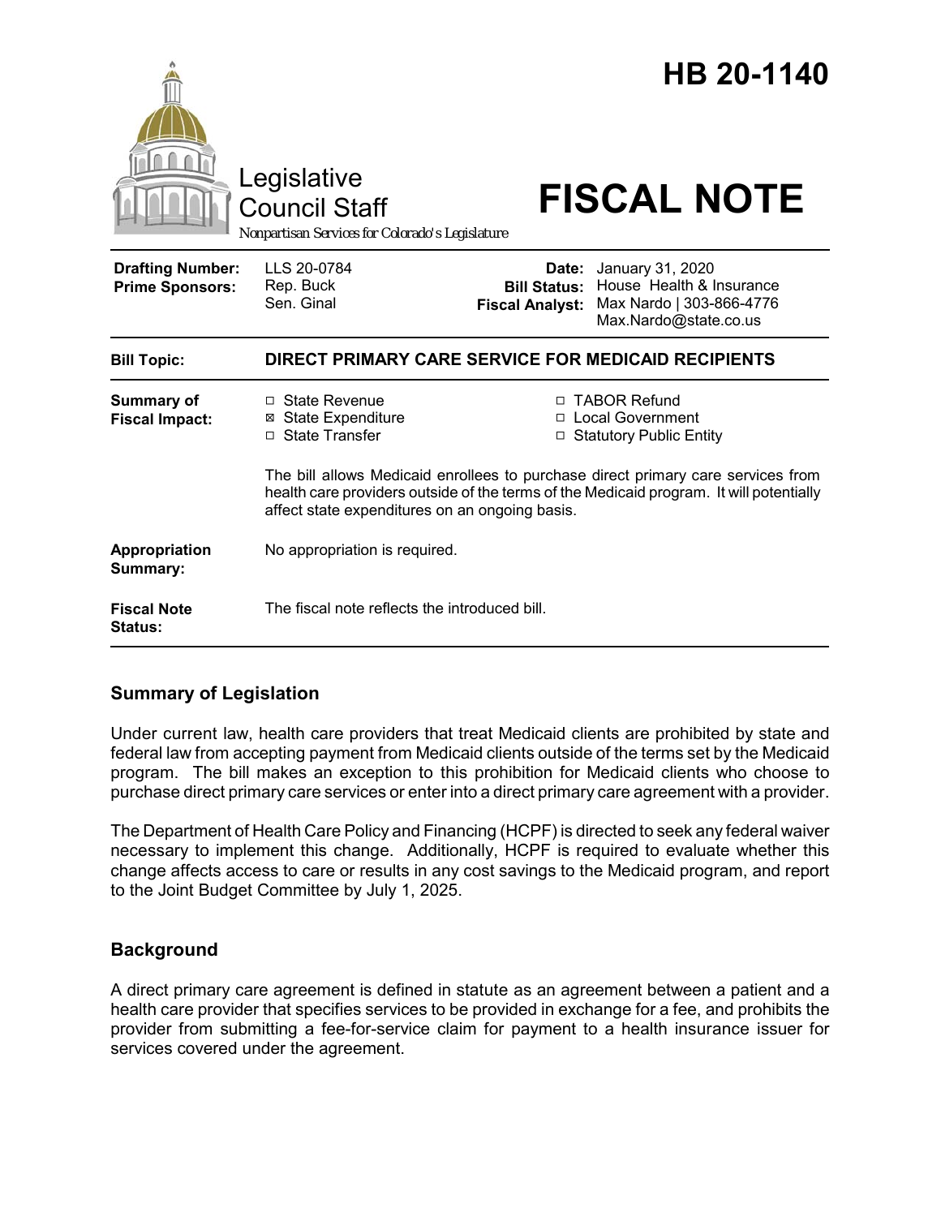# HB 20-1140

Legislative Council Staff

*Nonpartisan Services for Colorado's Legislature*

# FISCAL NOTE

| | | | |
|---|---|---|---|
| **Drafting Number:** | LLS 20-0784 | **Date:** | January 31, 2020 |
| **Prime Sponsors:** | Rep. Buck<br>Sen. Ginal | **Bill Status:** | House Health & Insurance |
| | | **Fiscal Analyst:** | Max Nardo \| 303-866-4776<br>Max.Nardo@state.co.us |

| | |
|---|---|
| **Bill Topic:** | **DIRECT PRIMARY CARE SERVICE FOR MEDICAID RECIPIENTS** |
| **Summary of Fiscal Impact:** | ☐ State Revenue<br>☒ State Expenditure<br>☐ State Transfer<br>☐ TABOR Refund<br>☐ Local Government<br>☐ Statutory Public Entity<br><br>The bill allows Medicaid enrollees to purchase direct primary care services from health care providers outside of the terms of the Medicaid program. It will potentially affect state expenditures on an ongoing basis. |
| **Appropriation Summary:** | No appropriation is required. |
| **Fiscal Note Status:** | The fiscal note reflects the introduced bill. |

## Summary of Legislation

Under current law, health care providers that treat Medicaid clients are prohibited by state and federal law from accepting payment from Medicaid clients outside of the terms set by the Medicaid program. The bill makes an exception to this prohibition for Medicaid clients who choose to purchase direct primary care services or enter into a direct primary care agreement with a provider.

The Department of Health Care Policy and Financing (HCPF) is directed to seek any federal waiver necessary to implement this change. Additionally, HCPF is required to evaluate whether this change affects access to care or results in any cost savings to the Medicaid program, and report to the Joint Budget Committee by July 1, 2025.

## Background

A direct primary care agreement is defined in statute as an agreement between a patient and a health care provider that specifies services to be provided in exchange for a fee, and prohibits the provider from submitting a fee-for-service claim for payment to a health insurance issuer for services covered under the agreement.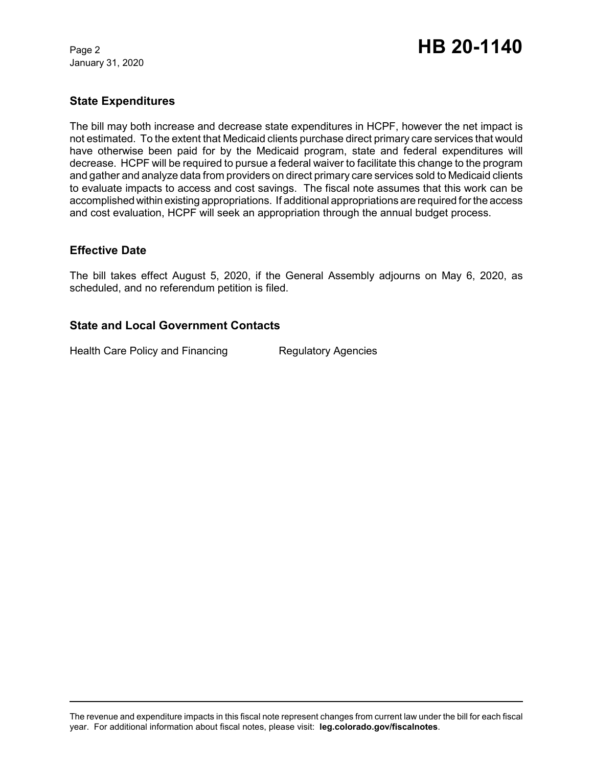## State Expenditures

The bill may both increase and decrease state expenditures in HCPF, however the net impact is not estimated. To the extent that Medicaid clients purchase direct primary care services that would have otherwise been paid for by the Medicaid program, state and federal expenditures will decrease. HCPF will be required to pursue a federal waiver to facilitate this change to the program and gather and analyze data from providers on direct primary care services sold to Medicaid clients to evaluate impacts to access and cost savings. The fiscal note assumes that this work can be accomplished within existing appropriations. If additional appropriations are required for the access and cost evaluation, HCPF will seek an appropriation through the annual budget process.

## Effective Date

The bill takes effect August 5, 2020, if the General Assembly adjourns on May 6, 2020, as scheduled, and no referendum petition is filed.

## State and Local Government Contacts

Health Care Policy and Financing

Regulatory Agencies

The revenue and expenditure impacts in this fiscal note represent changes from current law under the bill for each fiscal year. For additional information about fiscal notes, please visit: **leg.colorado.gov/fiscalnotes**.